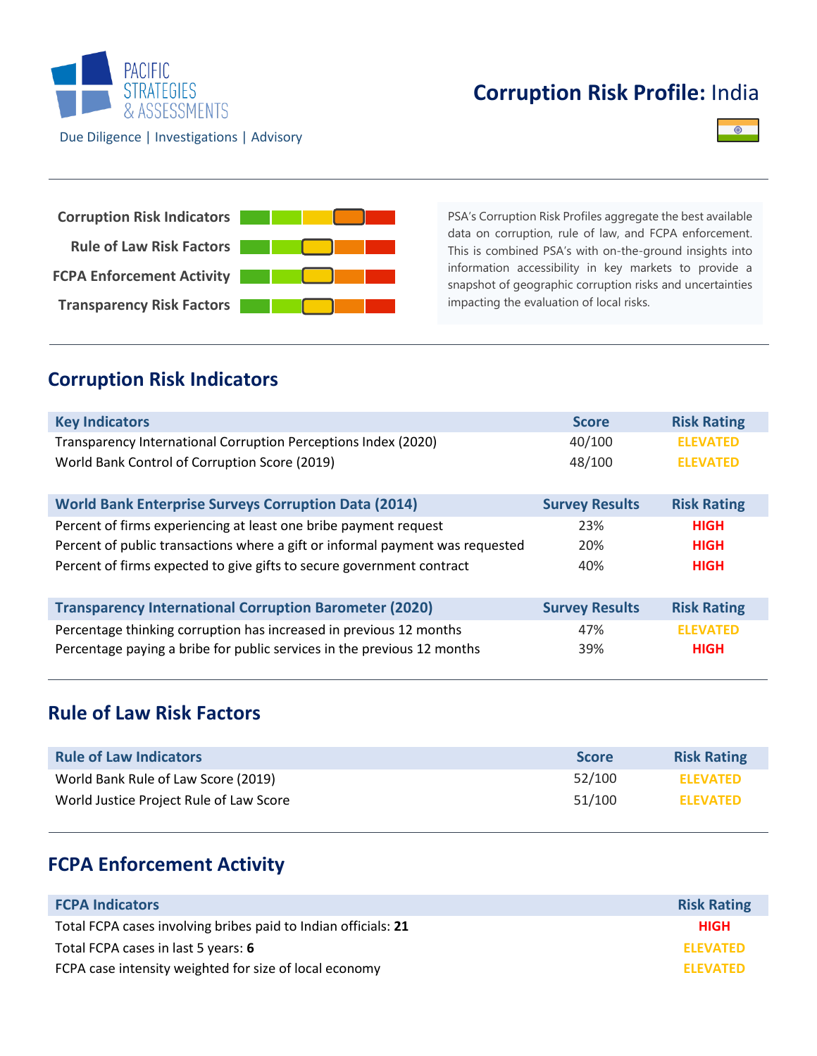PACIFIC STRATEGIES & ASSESSMENTS

Due Diligence | Investigations | Advisory

# Corruption Risk Profile: India

| | |
|---|---|
| Corruption Risk Indicators | |
| Rule of Law Risk Factors | |
| FCPA Enforcement Activity | |
| Transparency Risk Factors | |

PSA's Corruption Risk Profiles aggregate the best available data on corruption, rule of law, and FCPA enforcement. This is combined PSA's with on-the-ground insights into information accessibility in key markets to provide a snapshot of geographic corruption risks and uncertainties impacting the evaluation of local risks.

## Corruption Risk Indicators

| Key Indicators | Score | Risk Rating |
|---|---|---|
| Transparency International Corruption Perceptions Index (2020) | 40/100 | ELEVATED |
| World Bank Control of Corruption Score (2019) | 48/100 | ELEVATED |

| World Bank Enterprise Surveys Corruption Data (2014) | Survey Results | Risk Rating |
|---|---|---|
| Percent of firms experiencing at least one bribe payment request | 23% | HIGH |
| Percent of public transactions where a gift or informal payment was requested | 20% | HIGH |
| Percent of firms expected to give gifts to secure government contract | 40% | HIGH |

| Transparency International Corruption Barometer (2020) | Survey Results | Risk Rating |
|---|---|---|
| Percentage thinking corruption has increased in previous 12 months | 47% | ELEVATED |
| Percentage paying a bribe for public services in the previous 12 months | 39% | HIGH |

## Rule of Law Risk Factors

| Rule of Law Indicators | Score | Risk Rating |
|---|---|---|
| World Bank Rule of Law Score (2019) | 52/100 | ELEVATED |
| World Justice Project Rule of Law Score | 51/100 | ELEVATED |

## FCPA Enforcement Activity

| FCPA Indicators | Risk Rating |
|---|---|
| Total FCPA cases involving bribes paid to Indian officials: **21** | HIGH |
| Total FCPA cases in last 5 years: **6** | ELEVATED |
| FCPA case intensity weighted for size of local economy | ELEVATED |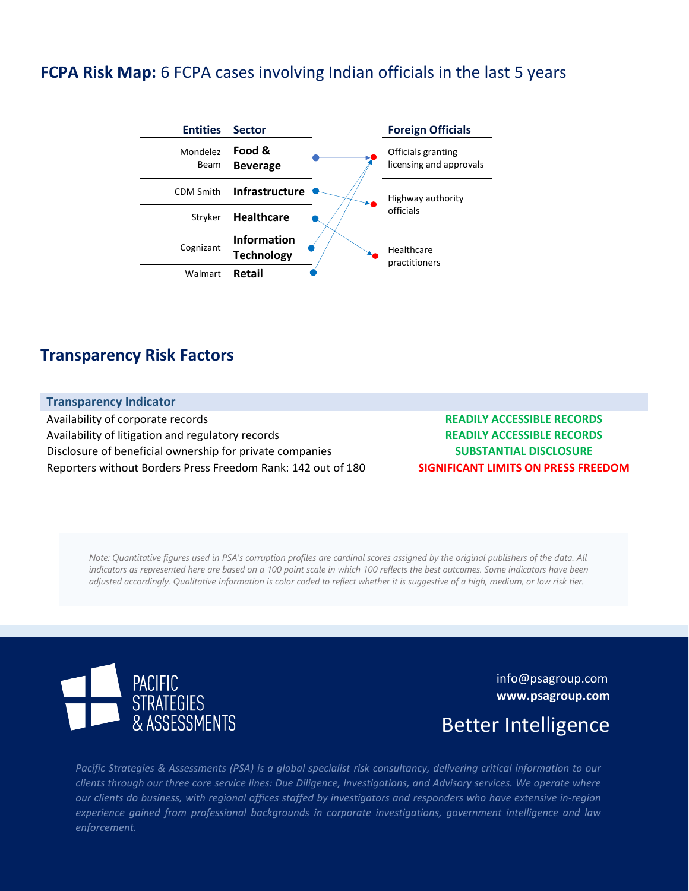## **FCPA Risk Map:** 6 FCPA cases involving Indian officials in the last 5 years

Entities | Sector | Foreign Officials

Mondelez, Beam — **Food & Beverage**
CDM Smith — **Infrastructure**
Stryker — **Healthcare**
Cognizant — **Information Technology**
Walmart — **Retail**

Officials granting licensing and approvals
Highway authority officials
Healthcare practitioners

## Transparency Risk Factors

| Transparency Indicator | |
|---|---|
| Availability of corporate records | READILY ACCESSIBLE RECORDS |
| Availability of litigation and regulatory records | READILY ACCESSIBLE RECORDS |
| Disclosure of beneficial ownership for private companies | SUBSTANTIAL DISCLOSURE |
| Reporters without Borders Press Freedom Rank: 142 out of 180 | SIGNIFICANT LIMITS ON PRESS FREEDOM |

*Note: Quantitative figures used in PSA's corruption profiles are cardinal scores assigned by the original publishers of the data. All indicators as represented here are based on a 100 point scale in which 100 reflects the best outcomes. Some indicators have been adjusted accordingly. Qualitative information is color coded to reflect whether it is suggestive of a high, medium, or low risk tier.*

PACIFIC STRATEGIES & ASSESSMENTS

info@psagroup.com
**www.psagroup.com**

Better Intelligence

*Pacific Strategies & Assessments (PSA) is a global specialist risk consultancy, delivering critical information to our clients through our three core service lines: Due Diligence, Investigations, and Advisory services. We operate where our clients do business, with regional offices staffed by investigators and responders who have extensive in-region experience gained from professional backgrounds in corporate investigations, government intelligence and law enforcement.*